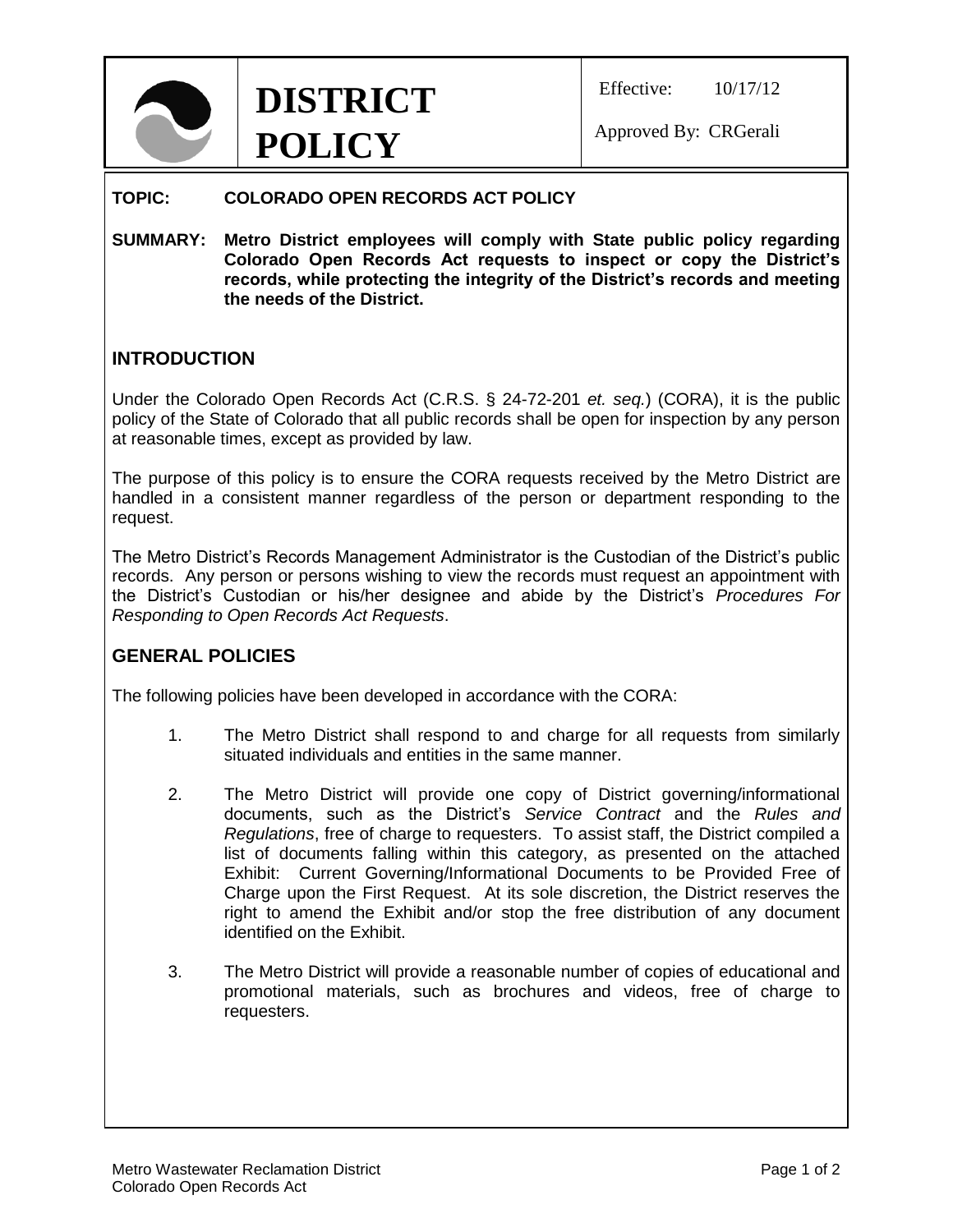# DISTRICT POLICY

Effective: 10/17/12

Approved By: CRGerali

**TOPIC:** **COLORADO OPEN RECORDS ACT POLICY**

**SUMMARY:** **Metro District employees will comply with State public policy regarding Colorado Open Records Act requests to inspect or copy the District's records, while protecting the integrity of the District's records and meeting the needs of the District.**

## INTRODUCTION

Under the Colorado Open Records Act (C.R.S. § 24-72-201 *et. seq.*) (CORA), it is the public policy of the State of Colorado that all public records shall be open for inspection by any person at reasonable times, except as provided by law.

The purpose of this policy is to ensure the CORA requests received by the Metro District are handled in a consistent manner regardless of the person or department responding to the request.

The Metro District's Records Management Administrator is the Custodian of the District's public records. Any person or persons wishing to view the records must request an appointment with the District's Custodian or his/her designee and abide by the District's *Procedures For Responding to Open Records Act Requests*.

## GENERAL POLICIES

The following policies have been developed in accordance with the CORA:

1. The Metro District shall respond to and charge for all requests from similarly situated individuals and entities in the same manner.

2. The Metro District will provide one copy of District governing/informational documents, such as the District's *Service Contract* and the *Rules and Regulations*, free of charge to requesters. To assist staff, the District compiled a list of documents falling within this category, as presented on the attached Exhibit: Current Governing/Informational Documents to be Provided Free of Charge upon the First Request. At its sole discretion, the District reserves the right to amend the Exhibit and/or stop the free distribution of any document identified on the Exhibit.

3. The Metro District will provide a reasonable number of copies of educational and promotional materials, such as brochures and videos, free of charge to requesters.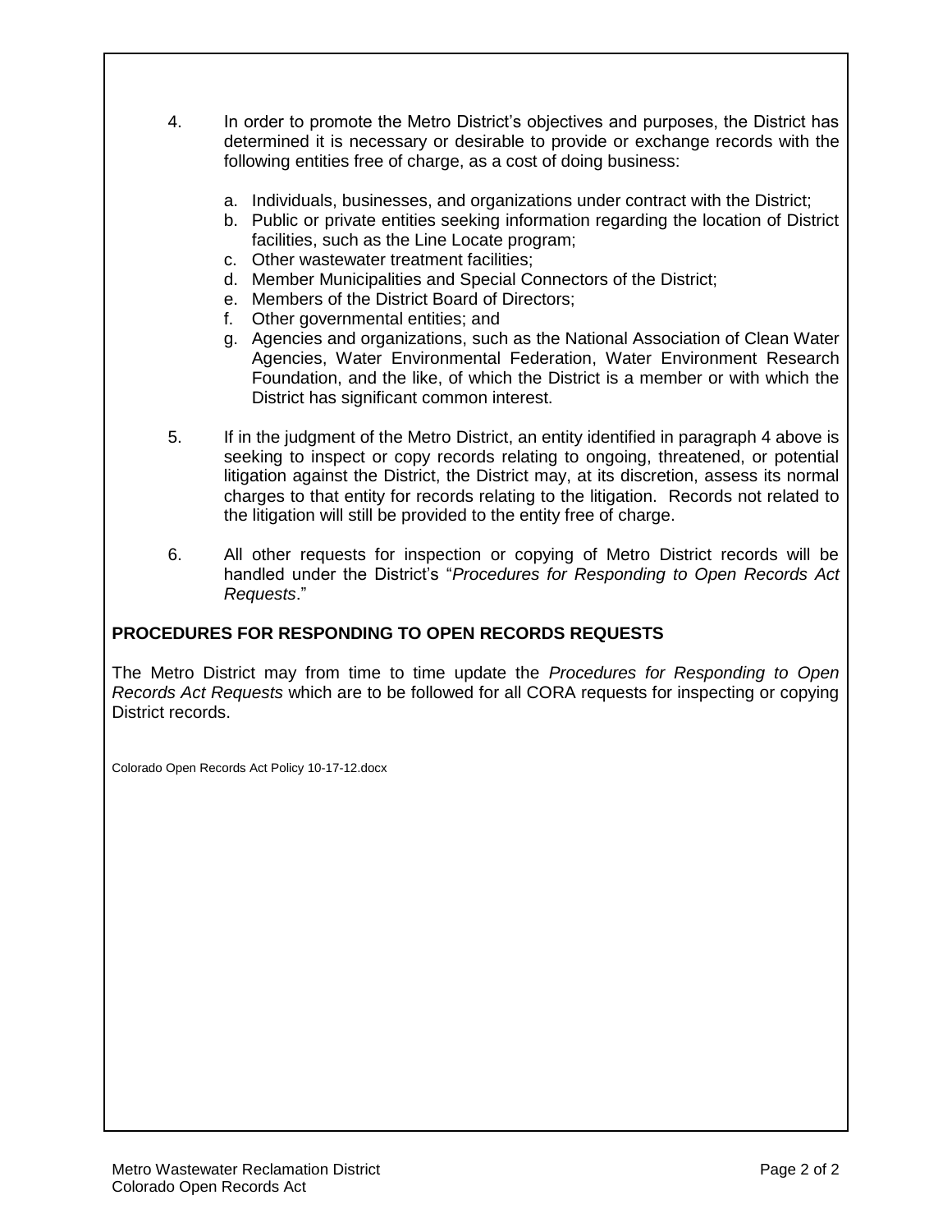4. In order to promote the Metro District's objectives and purposes, the District has determined it is necessary or desirable to provide or exchange records with the following entities free of charge, as a cost of doing business:

   a. Individuals, businesses, and organizations under contract with the District;
   b. Public or private entities seeking information regarding the location of District facilities, such as the Line Locate program;
   c. Other wastewater treatment facilities;
   d. Member Municipalities and Special Connectors of the District;
   e. Members of the District Board of Directors;
   f. Other governmental entities; and
   g. Agencies and organizations, such as the National Association of Clean Water Agencies, Water Environmental Federation, Water Environment Research Foundation, and the like, of which the District is a member or with which the District has significant common interest.

5. If in the judgment of the Metro District, an entity identified in paragraph 4 above is seeking to inspect or copy records relating to ongoing, threatened, or potential litigation against the District, the District may, at its discretion, assess its normal charges to that entity for records relating to the litigation. Records not related to the litigation will still be provided to the entity free of charge.

6. All other requests for inspection or copying of Metro District records will be handled under the District's "*Procedures for Responding to Open Records Act Requests*."

## PROCEDURES FOR RESPONDING TO OPEN RECORDS REQUESTS

The Metro District may from time to time update the *Procedures for Responding to Open Records Act Requests* which are to be followed for all CORA requests for inspecting or copying District records.

Colorado Open Records Act Policy 10-17-12.docx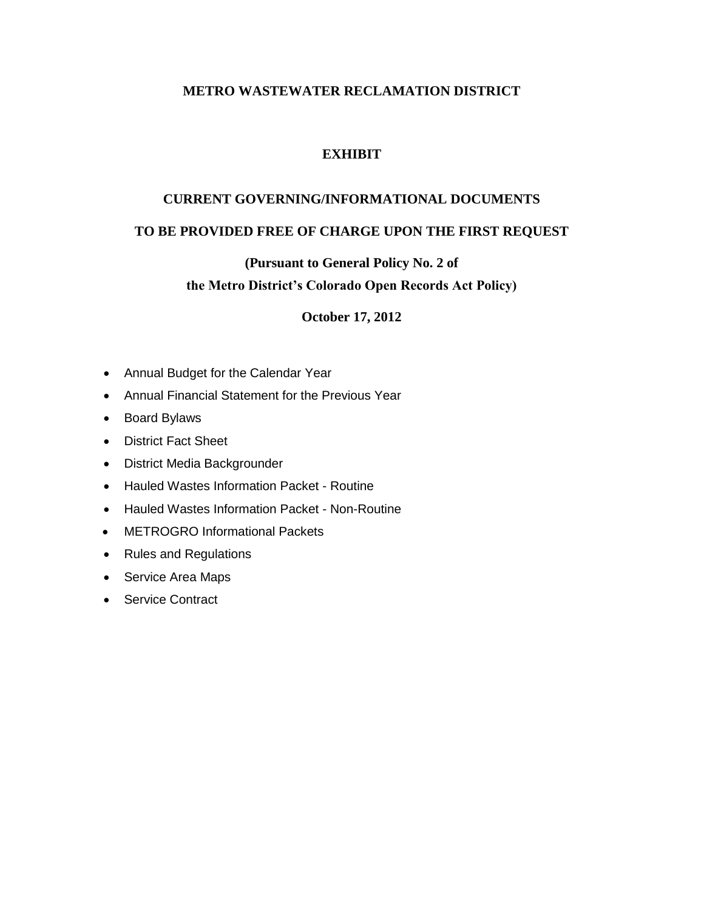# METRO WASTEWATER RECLAMATION DISTRICT

## EXHIBIT

## CURRENT GOVERNING/INFORMATIONAL DOCUMENTS

## TO BE PROVIDED FREE OF CHARGE UPON THE FIRST REQUEST

**(Pursuant to General Policy No. 2 of**
**the Metro District's Colorado Open Records Act Policy)**

**October 17, 2012**

- Annual Budget for the Calendar Year
- Annual Financial Statement for the Previous Year
- Board Bylaws
- District Fact Sheet
- District Media Backgrounder
- Hauled Wastes Information Packet - Routine
- Hauled Wastes Information Packet - Non-Routine
- METROGRO Informational Packets
- Rules and Regulations
- Service Area Maps
- Service Contract